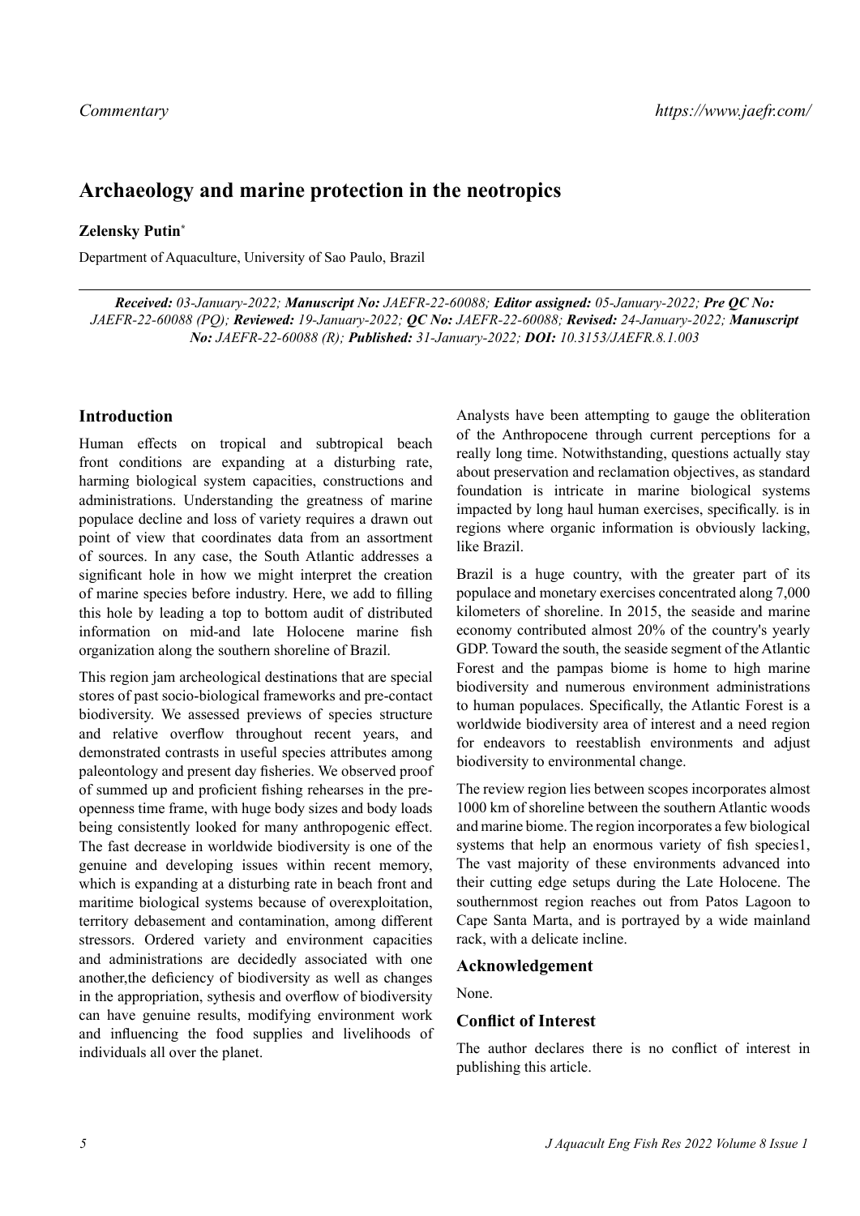*Commentary*

# Archaeology and marine protection in the neotropics

**Zelensky Putin***

Department of Aquaculture, University of Sao Paulo, Brazil

***Received:** 03-January-2022; **Manuscript No:** JAEFR-22-60088; **Editor assigned:** 05-January-2022; **Pre QC No:** JAEFR-22-60088 (PQ); **Reviewed:** 19-January-2022; **QC No:** JAEFR-22-60088; **Revised:** 24-January-2022; **Manuscript No:** JAEFR-22-60088 (R); **Published:** 31-January-2022; **DOI:** 10.3153/JAEFR.8.1.003*

## Introduction

Human effects on tropical and subtropical beach front conditions are expanding at a disturbing rate, harming biological system capacities, constructions and administrations. Understanding the greatness of marine populace decline and loss of variety requires a drawn out point of view that coordinates data from an assortment of sources. In any case, the South Atlantic addresses a significant hole in how we might interpret the creation of marine species before industry. Here, we add to filling this hole by leading a top to bottom audit of distributed information on mid-and late Holocene marine fish organization along the southern shoreline of Brazil.

This region jam archeological destinations that are special stores of past socio-biological frameworks and pre-contact biodiversity. We assessed previews of species structure and relative overflow throughout recent years, and demonstrated contrasts in useful species attributes among paleontology and present day fisheries. We observed proof of summed up and proficient fishing rehearses in the pre-openness time frame, with huge body sizes and body loads being consistently looked for many anthropogenic effect. The fast decrease in worldwide biodiversity is one of the genuine and developing issues within recent memory, which is expanding at a disturbing rate in beach front and maritime biological systems because of overexploitation, territory debasement and contamination, among different stressors. Ordered variety and environment capacities and administrations are decidedly associated with one another,the deficiency of biodiversity as well as changes in the appropriation, sythesis and overflow of biodiversity can have genuine results, modifying environment work and influencing the food supplies and livelihoods of individuals all over the planet.

Analysts have been attempting to gauge the obliteration of the Anthropocene through current perceptions for a really long time. Notwithstanding, questions actually stay about preservation and reclamation objectives, as standard foundation is intricate in marine biological systems impacted by long haul human exercises, specifically. is in regions where organic information is obviously lacking, like Brazil.

Brazil is a huge country, with the greater part of its populace and monetary exercises concentrated along 7,000 kilometers of shoreline. In 2015, the seaside and marine economy contributed almost 20% of the country's yearly GDP. Toward the south, the seaside segment of the Atlantic Forest and the pampas biome is home to high marine biodiversity and numerous environment administrations to human populaces. Specifically, the Atlantic Forest is a worldwide biodiversity area of interest and a need region for endeavors to reestablish environments and adjust biodiversity to environmental change.

The review region lies between scopes incorporates almost 1000 km of shoreline between the southern Atlantic woods and marine biome. The region incorporates a few biological systems that help an enormous variety of fish species1, The vast majority of these environments advanced into their cutting edge setups during the Late Holocene. The southernmost region reaches out from Patos Lagoon to Cape Santa Marta, and is portrayed by a wide mainland rack, with a delicate incline.

## Acknowledgement

None.

## Conflict of Interest

The author declares there is no conflict of interest in publishing this article.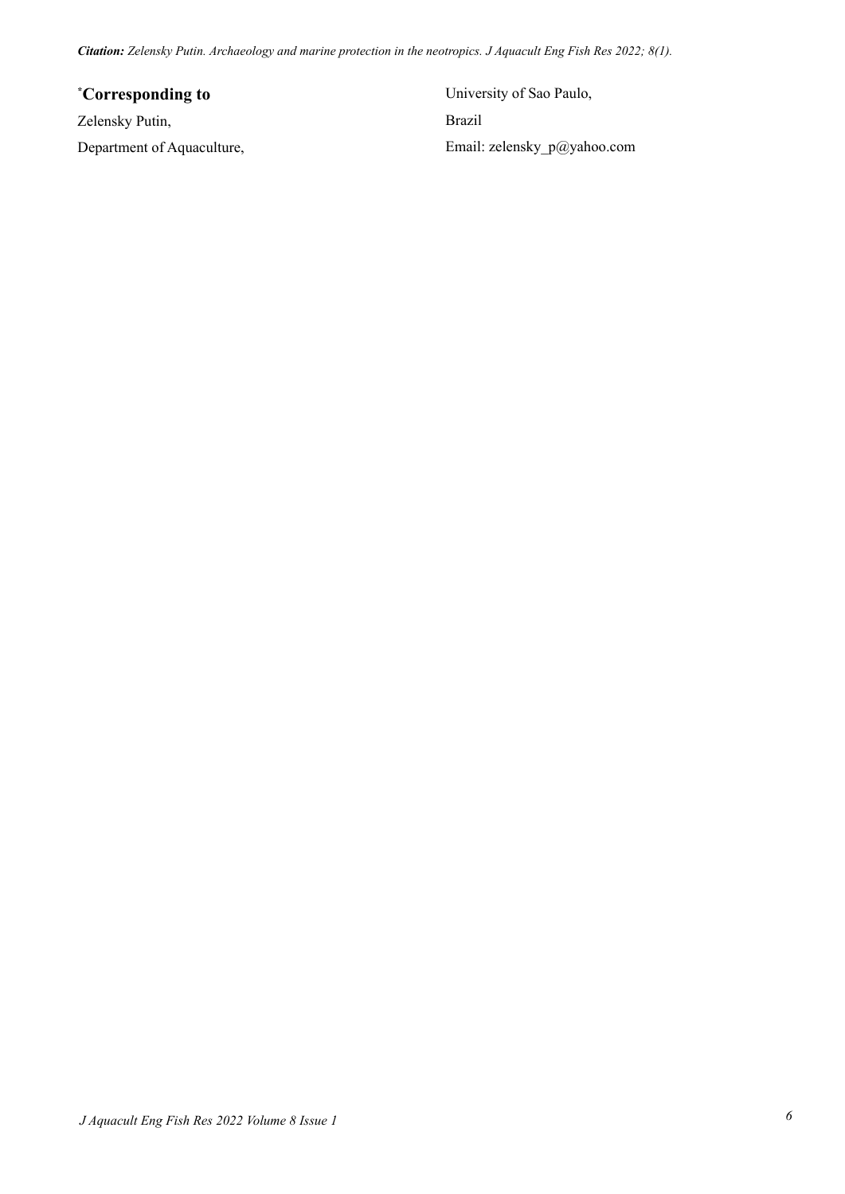*Citation: Zelensky Putin. Archaeology and marine protection in the neotropics. J Aquacult Eng Fish Res 2022; 8(1).*

**\*Corresponding to**

Zelensky Putin,

Department of Aquaculture,

University of Sao Paulo,

Brazil

Email: zelensky_p@yahoo.com